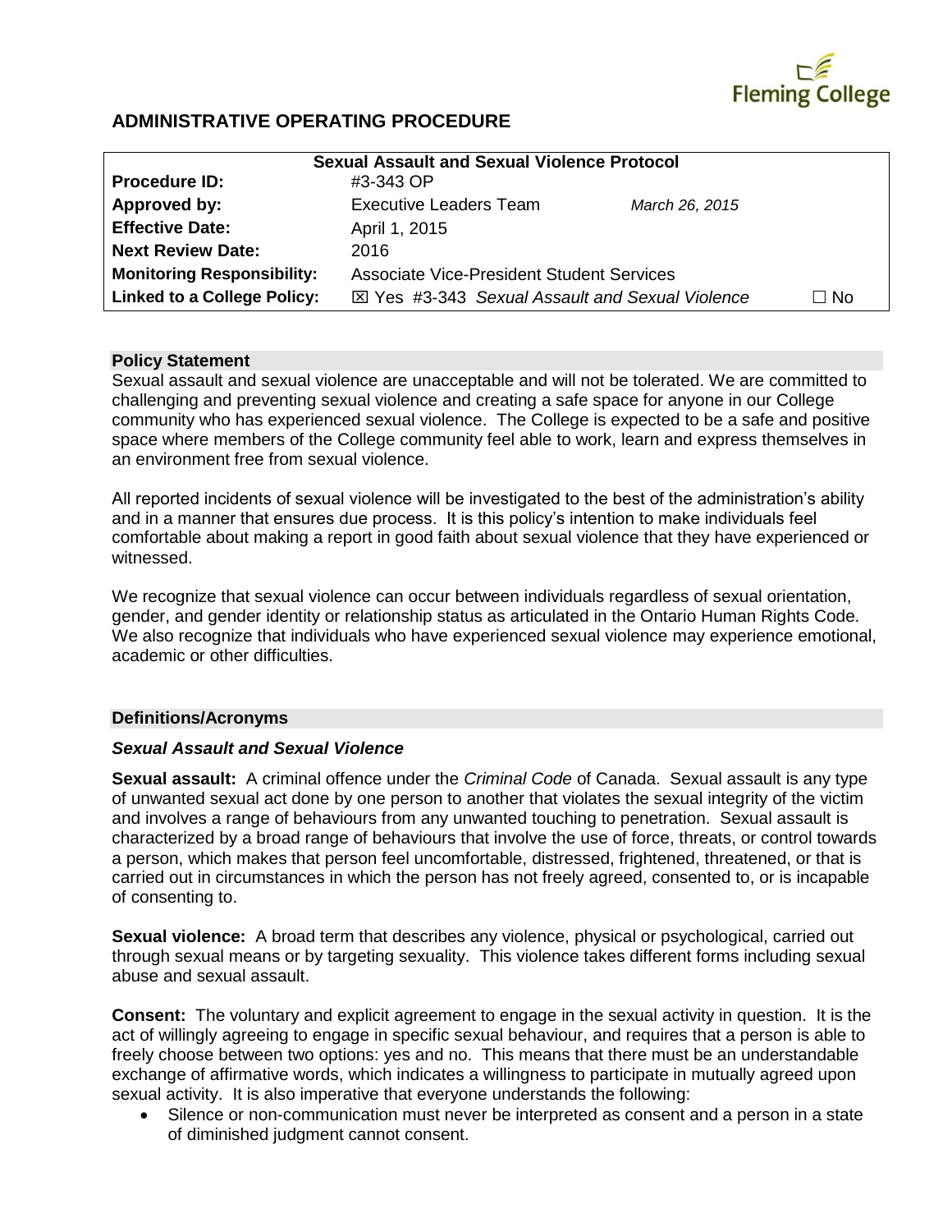Fleming College

# ADMINISTRATIVE OPERATING PROCEDURE

| Sexual Assault and Sexual Violence Protocol | | | |
|---|---|---|---|
| **Procedure ID:** | #3-343 OP | | |
| **Approved by:** | Executive Leaders Team | *March 26, 2015* | |
| **Effective Date:** | April 1, 2015 | | |
| **Next Review Date:** | 2016 | | |
| **Monitoring Responsibility:** | Associate Vice-President Student Services | | |
| **Linked to a College Policy:** | ☒ Yes #3-343 *Sexual Assault and Sexual Violence* | | ☐ No |

## Policy Statement

Sexual assault and sexual violence are unacceptable and will not be tolerated. We are committed to challenging and preventing sexual violence and creating a safe space for anyone in our College community who has experienced sexual violence. The College is expected to be a safe and positive space where members of the College community feel able to work, learn and express themselves in an environment free from sexual violence.

All reported incidents of sexual violence will be investigated to the best of the administration's ability and in a manner that ensures due process. It is this policy's intention to make individuals feel comfortable about making a report in good faith about sexual violence that they have experienced or witnessed.

We recognize that sexual violence can occur between individuals regardless of sexual orientation, gender, and gender identity or relationship status as articulated in the Ontario Human Rights Code. We also recognize that individuals who have experienced sexual violence may experience emotional, academic or other difficulties.

## Definitions/Acronyms

### *Sexual Assault and Sexual Violence*

**Sexual assault:** A criminal offence under the *Criminal Code* of Canada. Sexual assault is any type of unwanted sexual act done by one person to another that violates the sexual integrity of the victim and involves a range of behaviours from any unwanted touching to penetration. Sexual assault is characterized by a broad range of behaviours that involve the use of force, threats, or control towards a person, which makes that person feel uncomfortable, distressed, frightened, threatened, or that is carried out in circumstances in which the person has not freely agreed, consented to, or is incapable of consenting to.

**Sexual violence:** A broad term that describes any violence, physical or psychological, carried out through sexual means or by targeting sexuality. This violence takes different forms including sexual abuse and sexual assault.

**Consent:** The voluntary and explicit agreement to engage in the sexual activity in question. It is the act of willingly agreeing to engage in specific sexual behaviour, and requires that a person is able to freely choose between two options: yes and no. This means that there must be an understandable exchange of affirmative words, which indicates a willingness to participate in mutually agreed upon sexual activity. It is also imperative that everyone understands the following:

- Silence or non-communication must never be interpreted as consent and a person in a state of diminished judgment cannot consent.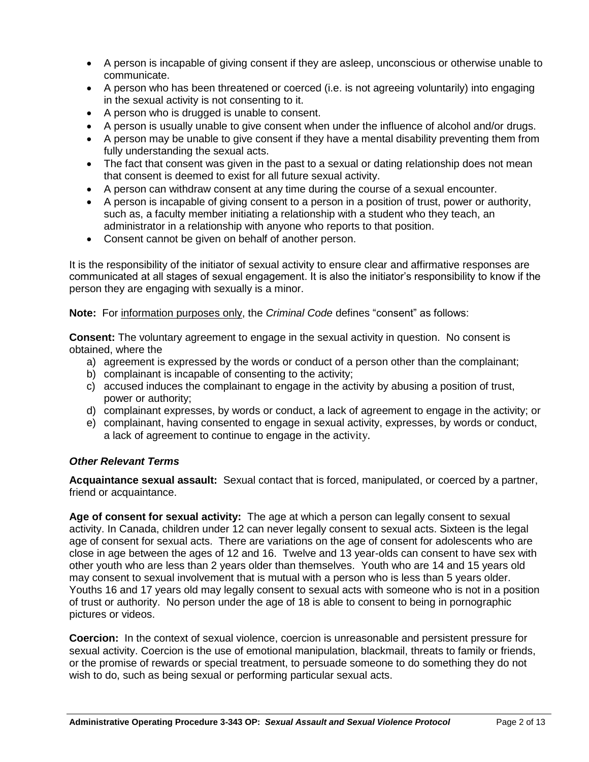- A person is incapable of giving consent if they are asleep, unconscious or otherwise unable to communicate.
- A person who has been threatened or coerced (i.e. is not agreeing voluntarily) into engaging in the sexual activity is not consenting to it.
- A person who is drugged is unable to consent.
- A person is usually unable to give consent when under the influence of alcohol and/or drugs.
- A person may be unable to give consent if they have a mental disability preventing them from fully understanding the sexual acts.
- The fact that consent was given in the past to a sexual or dating relationship does not mean that consent is deemed to exist for all future sexual activity.
- A person can withdraw consent at any time during the course of a sexual encounter.
- A person is incapable of giving consent to a person in a position of trust, power or authority, such as, a faculty member initiating a relationship with a student who they teach, an administrator in a relationship with anyone who reports to that position.
- Consent cannot be given on behalf of another person.

It is the responsibility of the initiator of sexual activity to ensure clear and affirmative responses are communicated at all stages of sexual engagement. It is also the initiator's responsibility to know if the person they are engaging with sexually is a minor.

**Note:** For information purposes only, the *Criminal Code* defines "consent" as follows:

**Consent:** The voluntary agreement to engage in the sexual activity in question. No consent is obtained, where the

a) agreement is expressed by the words or conduct of a person other than the complainant;
b) complainant is incapable of consenting to the activity;
c) accused induces the complainant to engage in the activity by abusing a position of trust, power or authority;
d) complainant expresses, by words or conduct, a lack of agreement to engage in the activity; or
e) complainant, having consented to engage in sexual activity, expresses, by words or conduct, a lack of agreement to continue to engage in the activity.

### *Other Relevant Terms*

**Acquaintance sexual assault:** Sexual contact that is forced, manipulated, or coerced by a partner, friend or acquaintance.

**Age of consent for sexual activity:** The age at which a person can legally consent to sexual activity. In Canada, children under 12 can never legally consent to sexual acts. Sixteen is the legal age of consent for sexual acts. There are variations on the age of consent for adolescents who are close in age between the ages of 12 and 16. Twelve and 13 year-olds can consent to have sex with other youth who are less than 2 years older than themselves. Youth who are 14 and 15 years old may consent to sexual involvement that is mutual with a person who is less than 5 years older. Youths 16 and 17 years old may legally consent to sexual acts with someone who is not in a position of trust or authority. No person under the age of 18 is able to consent to being in pornographic pictures or videos.

**Coercion:** In the context of sexual violence, coercion is unreasonable and persistent pressure for sexual activity. Coercion is the use of emotional manipulation, blackmail, threats to family or friends, or the promise of rewards or special treatment, to persuade someone to do something they do not wish to do, such as being sexual or performing particular sexual acts.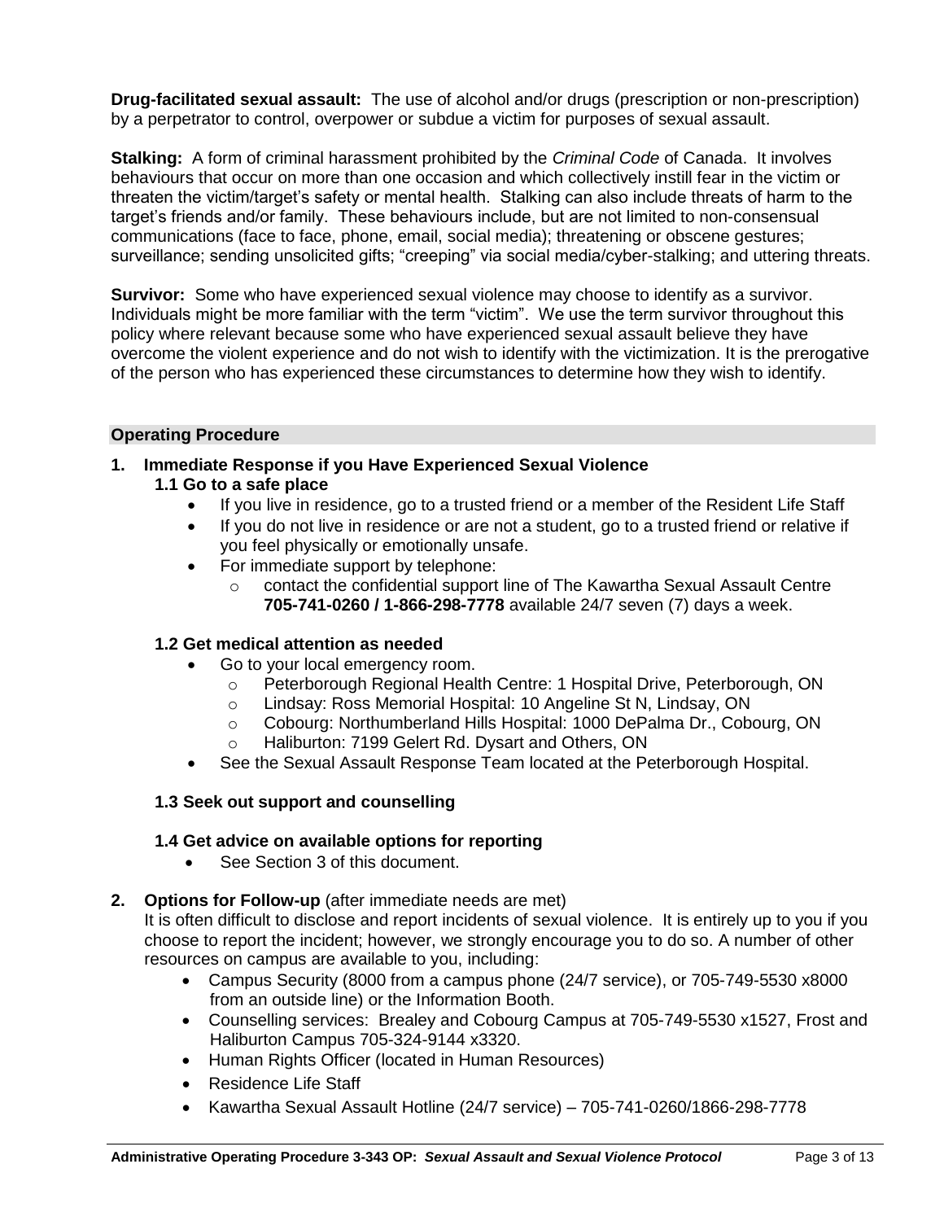**Drug-facilitated sexual assault:** The use of alcohol and/or drugs (prescription or non-prescription) by a perpetrator to control, overpower or subdue a victim for purposes of sexual assault.

**Stalking:** A form of criminal harassment prohibited by the *Criminal Code* of Canada. It involves behaviours that occur on more than one occasion and which collectively instill fear in the victim or threaten the victim/target's safety or mental health. Stalking can also include threats of harm to the target's friends and/or family. These behaviours include, but are not limited to non-consensual communications (face to face, phone, email, social media); threatening or obscene gestures; surveillance; sending unsolicited gifts; "creeping" via social media/cyber-stalking; and uttering threats.

**Survivor:** Some who have experienced sexual violence may choose to identify as a survivor. Individuals might be more familiar with the term "victim". We use the term survivor throughout this policy where relevant because some who have experienced sexual assault believe they have overcome the violent experience and do not wish to identify with the victimization. It is the prerogative of the person who has experienced these circumstances to determine how they wish to identify.

## Operating Procedure

### 1. Immediate Response if you Have Experienced Sexual Violence

#### 1.1 Go to a safe place

- If you live in residence, go to a trusted friend or a member of the Resident Life Staff
- If you do not live in residence or are not a student, go to a trusted friend or relative if you feel physically or emotionally unsafe.
- For immediate support by telephone:
  - contact the confidential support line of The Kawartha Sexual Assault Centre **705-741-0260 / 1-866-298-7778** available 24/7 seven (7) days a week.

#### 1.2 Get medical attention as needed

- Go to your local emergency room.
  - Peterborough Regional Health Centre: 1 Hospital Drive, Peterborough, ON
  - Lindsay: Ross Memorial Hospital: 10 Angeline St N, Lindsay, ON
  - Cobourg: Northumberland Hills Hospital: 1000 DePalma Dr., Cobourg, ON
  - Haliburton: 7199 Gelert Rd. Dysart and Others, ON
- See the Sexual Assault Response Team located at the Peterborough Hospital.

#### 1.3 Seek out support and counselling

#### 1.4 Get advice on available options for reporting

- See Section 3 of this document.

### 2. Options for Follow-up (after immediate needs are met)

It is often difficult to disclose and report incidents of sexual violence. It is entirely up to you if you choose to report the incident; however, we strongly encourage you to do so. A number of other resources on campus are available to you, including:

- Campus Security (8000 from a campus phone (24/7 service), or 705-749-5530 x8000 from an outside line) or the Information Booth.
- Counselling services: Brealey and Cobourg Campus at 705-749-5530 x1527, Frost and Haliburton Campus 705-324-9144 x3320.
- Human Rights Officer (located in Human Resources)
- Residence Life Staff
- Kawartha Sexual Assault Hotline (24/7 service) – 705-741-0260/1866-298-7778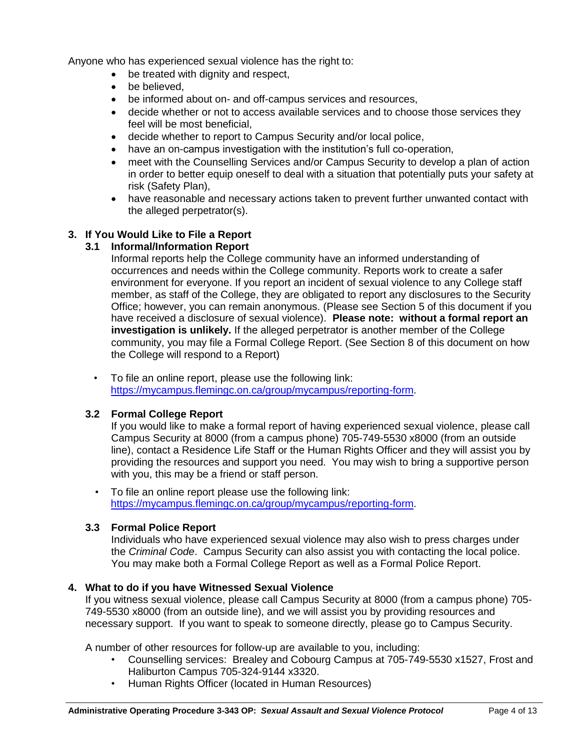Anyone who has experienced sexual violence has the right to:

- be treated with dignity and respect,
- be believed,
- be informed about on- and off-campus services and resources,
- decide whether or not to access available services and to choose those services they feel will be most beneficial,
- decide whether to report to Campus Security and/or local police,
- have an on-campus investigation with the institution's full co-operation,
- meet with the Counselling Services and/or Campus Security to develop a plan of action in order to better equip oneself to deal with a situation that potentially puts your safety at risk (Safety Plan),
- have reasonable and necessary actions taken to prevent further unwanted contact with the alleged perpetrator(s).

## 3. If You Would Like to File a Report

### 3.1 Informal/Information Report

Informal reports help the College community have an informed understanding of occurrences and needs within the College community. Reports work to create a safer environment for everyone. If you report an incident of sexual violence to any College staff member, as staff of the College, they are obligated to report any disclosures to the Security Office; however, you can remain anonymous. (Please see Section 5 of this document if you have received a disclosure of sexual violence). **Please note: without a formal report an investigation is unlikely.** If the alleged perpetrator is another member of the College community, you may file a Formal College Report. (See Section 8 of this document on how the College will respond to a Report)

- To file an online report, please use the following link: https://mycampus.flemingc.on.ca/group/mycampus/reporting-form.

### 3.2 Formal College Report

If you would like to make a formal report of having experienced sexual violence, please call Campus Security at 8000 (from a campus phone) 705-749-5530 x8000 (from an outside line), contact a Residence Life Staff or the Human Rights Officer and they will assist you by providing the resources and support you need. You may wish to bring a supportive person with you, this may be a friend or staff person.

- To file an online report please use the following link: https://mycampus.flemingc.on.ca/group/mycampus/reporting-form.

### 3.3 Formal Police Report

Individuals who have experienced sexual violence may also wish to press charges under the *Criminal Code*. Campus Security can also assist you with contacting the local police. You may make both a Formal College Report as well as a Formal Police Report.

## 4. What to do if you have Witnessed Sexual Violence

If you witness sexual violence, please call Campus Security at 8000 (from a campus phone) 705-749-5530 x8000 (from an outside line), and we will assist you by providing resources and necessary support. If you want to speak to someone directly, please go to Campus Security.

A number of other resources for follow-up are available to you, including:

- Counselling services: Brealey and Cobourg Campus at 705-749-5530 x1527, Frost and Haliburton Campus 705-324-9144 x3320.
- Human Rights Officer (located in Human Resources)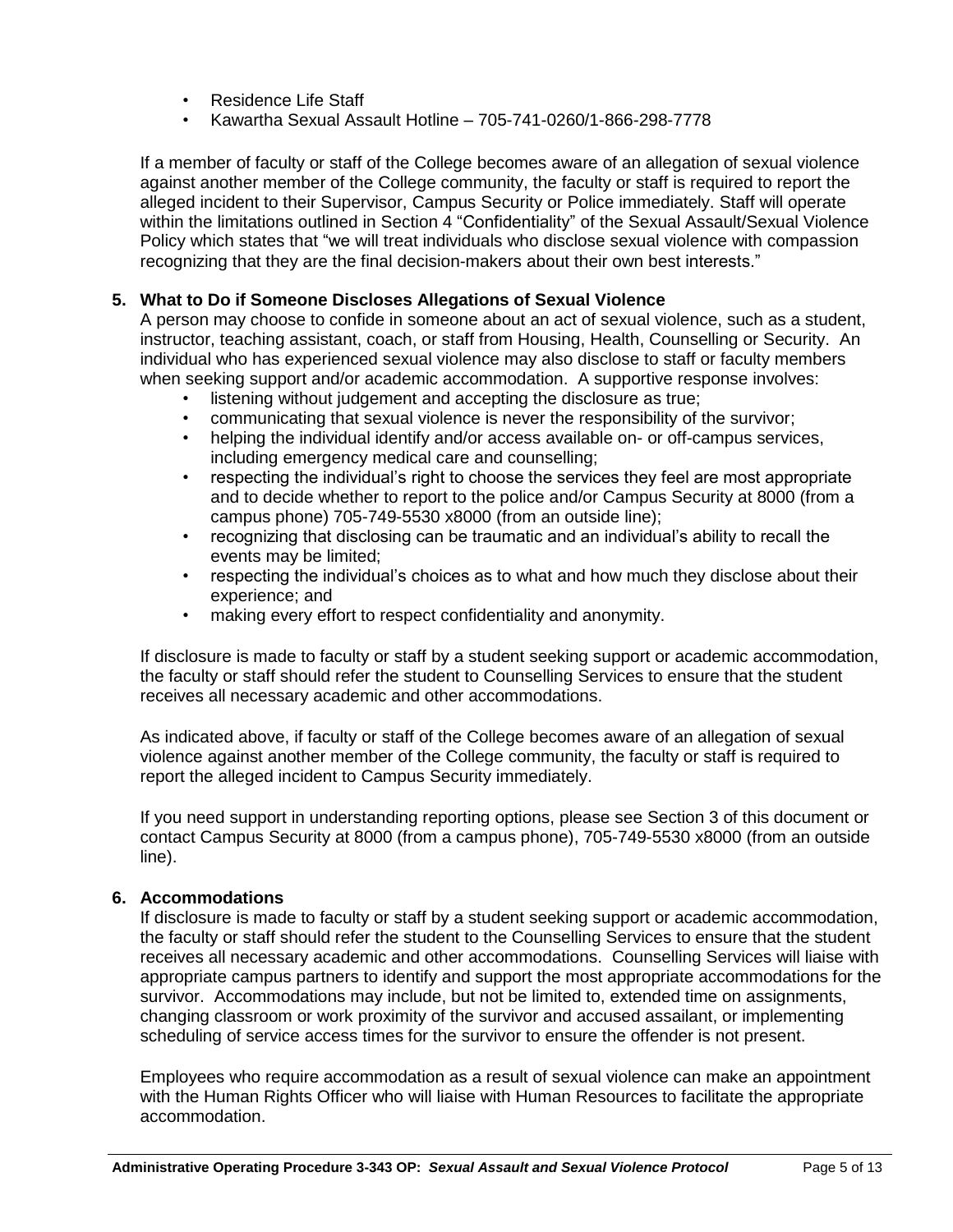- Residence Life Staff
- Kawartha Sexual Assault Hotline – 705-741-0260/1-866-298-7778

If a member of faculty or staff of the College becomes aware of an allegation of sexual violence against another member of the College community, the faculty or staff is required to report the alleged incident to their Supervisor, Campus Security or Police immediately. Staff will operate within the limitations outlined in Section 4 "Confidentiality" of the Sexual Assault/Sexual Violence Policy which states that "we will treat individuals who disclose sexual violence with compassion recognizing that they are the final decision-makers about their own best interests."

**5. What to Do if Someone Discloses Allegations of Sexual Violence**

A person may choose to confide in someone about an act of sexual violence, such as a student, instructor, teaching assistant, coach, or staff from Housing, Health, Counselling or Security. An individual who has experienced sexual violence may also disclose to staff or faculty members when seeking support and/or academic accommodation. A supportive response involves:

- listening without judgement and accepting the disclosure as true;
- communicating that sexual violence is never the responsibility of the survivor;
- helping the individual identify and/or access available on- or off-campus services, including emergency medical care and counselling;
- respecting the individual's right to choose the services they feel are most appropriate and to decide whether to report to the police and/or Campus Security at 8000 (from a campus phone) 705-749-5530 x8000 (from an outside line);
- recognizing that disclosing can be traumatic and an individual's ability to recall the events may be limited;
- respecting the individual's choices as to what and how much they disclose about their experience; and
- making every effort to respect confidentiality and anonymity.

If disclosure is made to faculty or staff by a student seeking support or academic accommodation, the faculty or staff should refer the student to Counselling Services to ensure that the student receives all necessary academic and other accommodations.

As indicated above, if faculty or staff of the College becomes aware of an allegation of sexual violence against another member of the College community, the faculty or staff is required to report the alleged incident to Campus Security immediately.

If you need support in understanding reporting options, please see Section 3 of this document or contact Campus Security at 8000 (from a campus phone), 705-749-5530 x8000 (from an outside line).

**6. Accommodations**

If disclosure is made to faculty or staff by a student seeking support or academic accommodation, the faculty or staff should refer the student to the Counselling Services to ensure that the student receives all necessary academic and other accommodations. Counselling Services will liaise with appropriate campus partners to identify and support the most appropriate accommodations for the survivor. Accommodations may include, but not be limited to, extended time on assignments, changing classroom or work proximity of the survivor and accused assailant, or implementing scheduling of service access times for the survivor to ensure the offender is not present.

Employees who require accommodation as a result of sexual violence can make an appointment with the Human Rights Officer who will liaise with Human Resources to facilitate the appropriate accommodation.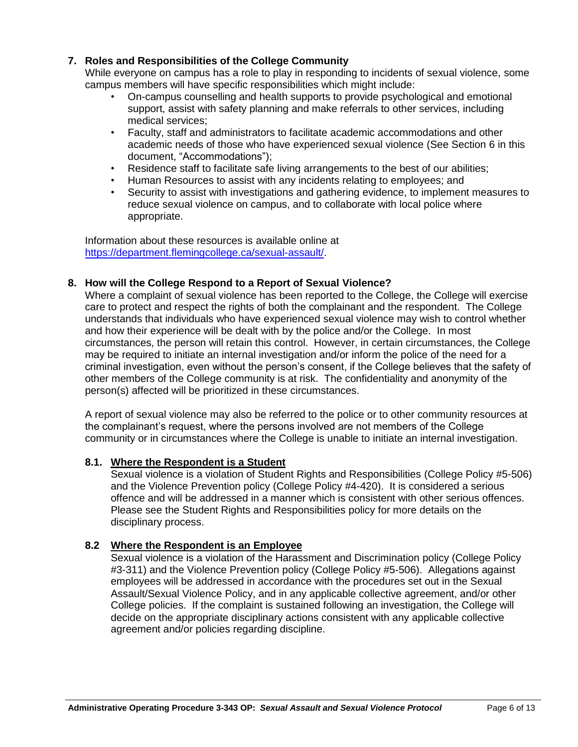## 7. Roles and Responsibilities of the College Community

While everyone on campus has a role to play in responding to incidents of sexual violence, some campus members will have specific responsibilities which might include:

- On-campus counselling and health supports to provide psychological and emotional support, assist with safety planning and make referrals to other services, including medical services;
- Faculty, staff and administrators to facilitate academic accommodations and other academic needs of those who have experienced sexual violence (See Section 6 in this document, "Accommodations");
- Residence staff to facilitate safe living arrangements to the best of our abilities;
- Human Resources to assist with any incidents relating to employees; and
- Security to assist with investigations and gathering evidence, to implement measures to reduce sexual violence on campus, and to collaborate with local police where appropriate.

Information about these resources is available online at [https://department.flemingcollege.ca/sexual-assault/](https://department.flemingcollege.ca/sexual-assault/).

## 8. How will the College Respond to a Report of Sexual Violence?

Where a complaint of sexual violence has been reported to the College, the College will exercise care to protect and respect the rights of both the complainant and the respondent. The College understands that individuals who have experienced sexual violence may wish to control whether and how their experience will be dealt with by the police and/or the College. In most circumstances, the person will retain this control. However, in certain circumstances, the College may be required to initiate an internal investigation and/or inform the police of the need for a criminal investigation, even without the person's consent, if the College believes that the safety of other members of the College community is at risk. The confidentiality and anonymity of the person(s) affected will be prioritized in these circumstances.

A report of sexual violence may also be referred to the police or to other community resources at the complainant's request, where the persons involved are not members of the College community or in circumstances where the College is unable to initiate an internal investigation.

### 8.1. Where the Respondent is a Student

Sexual violence is a violation of Student Rights and Responsibilities (College Policy #5-506) and the Violence Prevention policy (College Policy #4-420). It is considered a serious offence and will be addressed in a manner which is consistent with other serious offences. Please see the Student Rights and Responsibilities policy for more details on the disciplinary process.

### 8.2 Where the Respondent is an Employee

Sexual violence is a violation of the Harassment and Discrimination policy (College Policy #3-311) and the Violence Prevention policy (College Policy #5-506). Allegations against employees will be addressed in accordance with the procedures set out in the Sexual Assault/Sexual Violence Policy, and in any applicable collective agreement, and/or other College policies. If the complaint is sustained following an investigation, the College will decide on the appropriate disciplinary actions consistent with any applicable collective agreement and/or policies regarding discipline.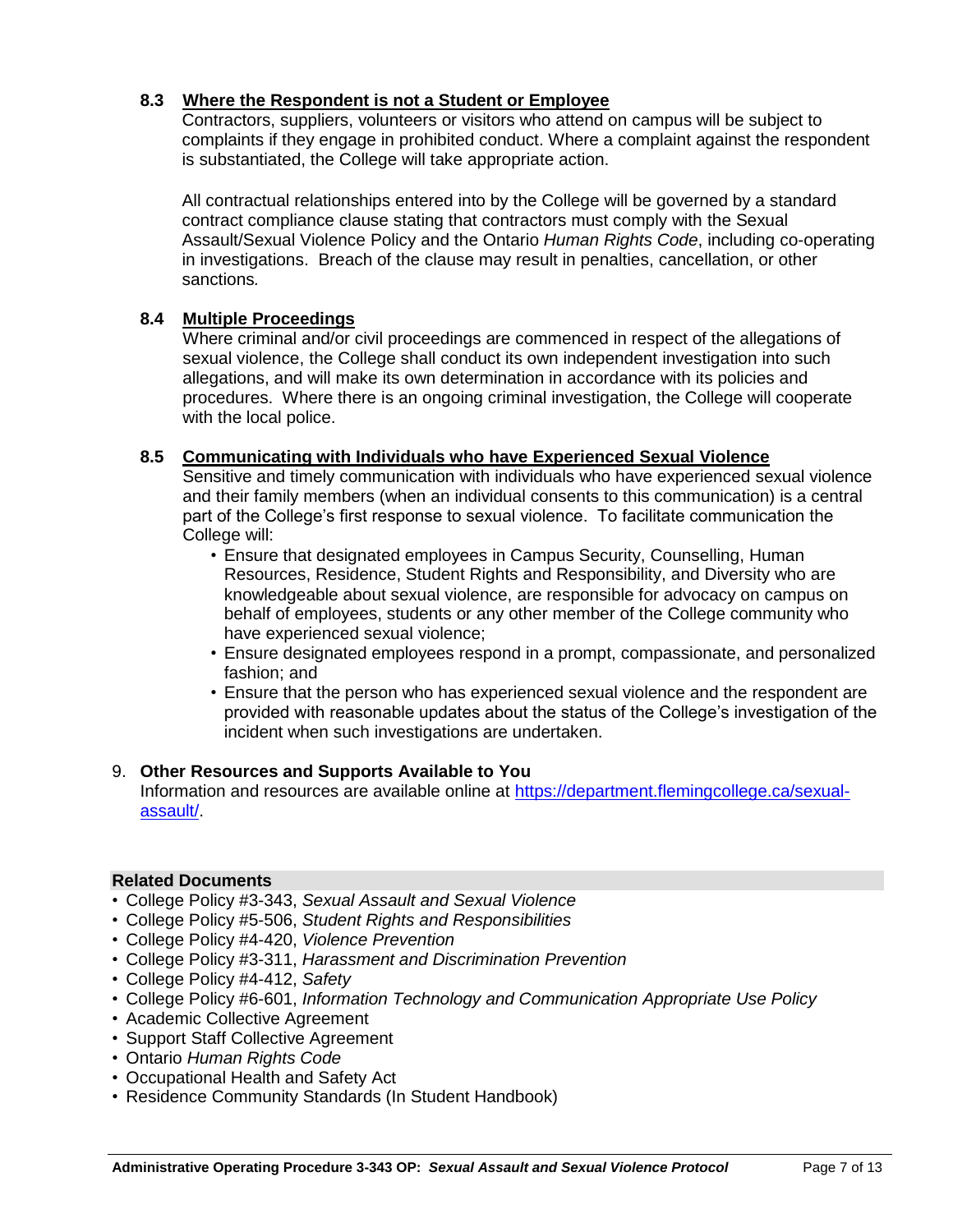### 8.3 <u>Where the Respondent is not a Student or Employee</u>

Contractors, suppliers, volunteers or visitors who attend on campus will be subject to complaints if they engage in prohibited conduct. Where a complaint against the respondent is substantiated, the College will take appropriate action.

All contractual relationships entered into by the College will be governed by a standard contract compliance clause stating that contractors must comply with the Sexual Assault/Sexual Violence Policy and the Ontario *Human Rights Code*, including co-operating in investigations. Breach of the clause may result in penalties, cancellation, or other sanctions.

### 8.4 <u>Multiple Proceedings</u>

Where criminal and/or civil proceedings are commenced in respect of the allegations of sexual violence, the College shall conduct its own independent investigation into such allegations, and will make its own determination in accordance with its policies and procedures. Where there is an ongoing criminal investigation, the College will cooperate with the local police.

### 8.5 <u>Communicating with Individuals who have Experienced Sexual Violence</u>

Sensitive and timely communication with individuals who have experienced sexual violence and their family members (when an individual consents to this communication) is a central part of the College's first response to sexual violence. To facilitate communication the College will:

- Ensure that designated employees in Campus Security, Counselling, Human Resources, Residence, Student Rights and Responsibility, and Diversity who are knowledgeable about sexual violence, are responsible for advocacy on campus on behalf of employees, students or any other member of the College community who have experienced sexual violence;
- Ensure designated employees respond in a prompt, compassionate, and personalized fashion; and
- Ensure that the person who has experienced sexual violence and the respondent are provided with reasonable updates about the status of the College's investigation of the incident when such investigations are undertaken.

## 9. Other Resources and Supports Available to You

Information and resources are available online at [https://department.flemingcollege.ca/sexual-assault/](https://department.flemingcollege.ca/sexual-assault/).

## Related Documents

- College Policy #3-343, *Sexual Assault and Sexual Violence*
- College Policy #5-506, *Student Rights and Responsibilities*
- College Policy #4-420, *Violence Prevention*
- College Policy #3-311, *Harassment and Discrimination Prevention*
- College Policy #4-412, *Safety*
- College Policy #6-601, *Information Technology and Communication Appropriate Use Policy*
- Academic Collective Agreement
- Support Staff Collective Agreement
- Ontario *Human Rights Code*
- Occupational Health and Safety Act
- Residence Community Standards (In Student Handbook)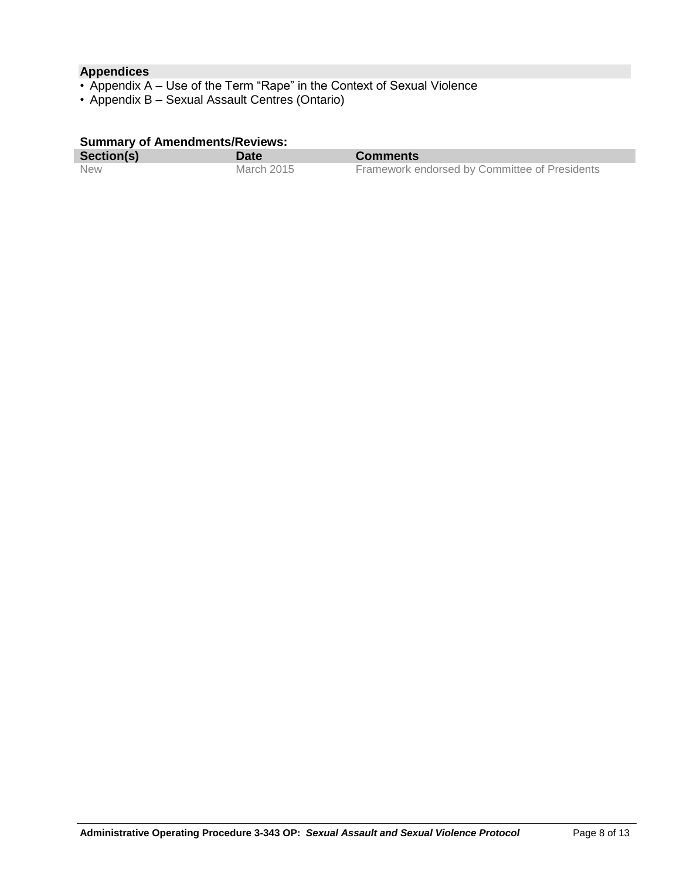## Appendices

- Appendix A – Use of the Term “Rape” in the Context of Sexual Violence
- Appendix B – Sexual Assault Centres (Ontario)

**Summary of Amendments/Reviews:**

| Section(s) | Date | Comments |
|---|---|---|
| New | March 2015 | Framework endorsed by Committee of Presidents |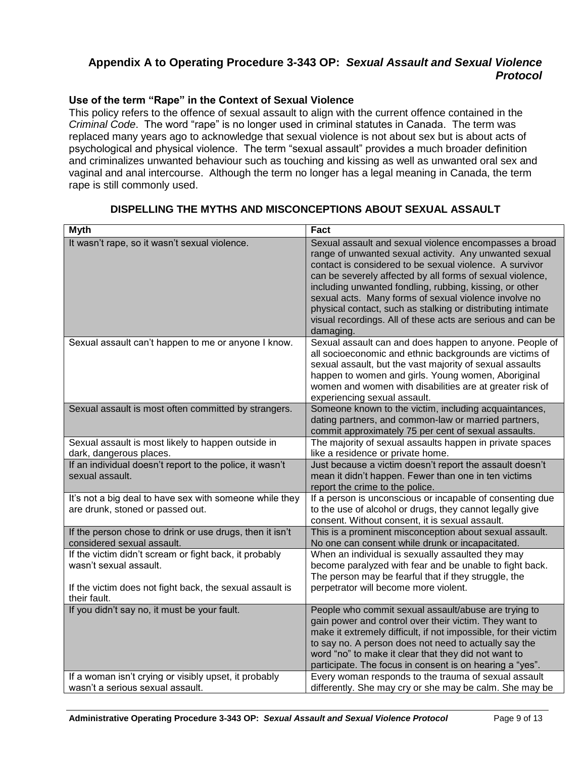## Appendix A to Operating Procedure 3-343 OP: *Sexual Assault and Sexual Violence Protocol*

### Use of the term "Rape" in the Context of Sexual Violence

This policy refers to the offence of sexual assault to align with the current offence contained in the *Criminal Code*. The word "rape" is no longer used in criminal statutes in Canada. The term was replaced many years ago to acknowledge that sexual violence is not about sex but is about acts of psychological and physical violence. The term "sexual assault" provides a much broader definition and criminalizes unwanted behaviour such as touching and kissing as well as unwanted oral sex and vaginal and anal intercourse. Although the term no longer has a legal meaning in Canada, the term rape is still commonly used.

### DISPELLING THE MYTHS AND MISCONCEPTIONS ABOUT SEXUAL ASSAULT

| Myth | Fact |
|---|---|
| It wasn't rape, so it wasn't sexual violence. | Sexual assault and sexual violence encompasses a broad range of unwanted sexual activity. Any unwanted sexual contact is considered to be sexual violence. A survivor can be severely affected by all forms of sexual violence, including unwanted fondling, rubbing, kissing, or other sexual acts. Many forms of sexual violence involve no physical contact, such as stalking or distributing intimate visual recordings. All of these acts are serious and can be damaging. |
| Sexual assault can't happen to me or anyone I know. | Sexual assault can and does happen to anyone. People of all socioeconomic and ethnic backgrounds are victims of sexual assault, but the vast majority of sexual assaults happen to women and girls. Young women, Aboriginal women and women with disabilities are at greater risk of experiencing sexual assault. |
| Sexual assault is most often committed by strangers. | Someone known to the victim, including acquaintances, dating partners, and common-law or married partners, commit approximately 75 per cent of sexual assaults. |
| Sexual assault is most likely to happen outside in dark, dangerous places. | The majority of sexual assaults happen in private spaces like a residence or private home. |
| If an individual doesn't report to the police, it wasn't sexual assault. | Just because a victim doesn't report the assault doesn't mean it didn't happen. Fewer than one in ten victims report the crime to the police. |
| It's not a big deal to have sex with someone while they are drunk, stoned or passed out. | If a person is unconscious or incapable of consenting due to the use of alcohol or drugs, they cannot legally give consent. Without consent, it is sexual assault. |
| If the person chose to drink or use drugs, then it isn't considered sexual assault. | This is a prominent misconception about sexual assault. No one can consent while drunk or incapacitated. |
| If the victim didn't scream or fight back, it probably wasn't sexual assault.<br><br>If the victim does not fight back, the sexual assault is their fault. | When an individual is sexually assaulted they may become paralyzed with fear and be unable to fight back. The person may be fearful that if they struggle, the perpetrator will become more violent. |
| If you didn't say no, it must be your fault. | People who commit sexual assault/abuse are trying to gain power and control over their victim. They want to make it extremely difficult, if not impossible, for their victim to say no. A person does not need to actually say the word "no" to make it clear that they did not want to participate. The focus in consent is on hearing a "yes". |
| If a woman isn't crying or visibly upset, it probably wasn't a serious sexual assault. | Every woman responds to the trauma of sexual assault differently. She may cry or she may be calm. She may be |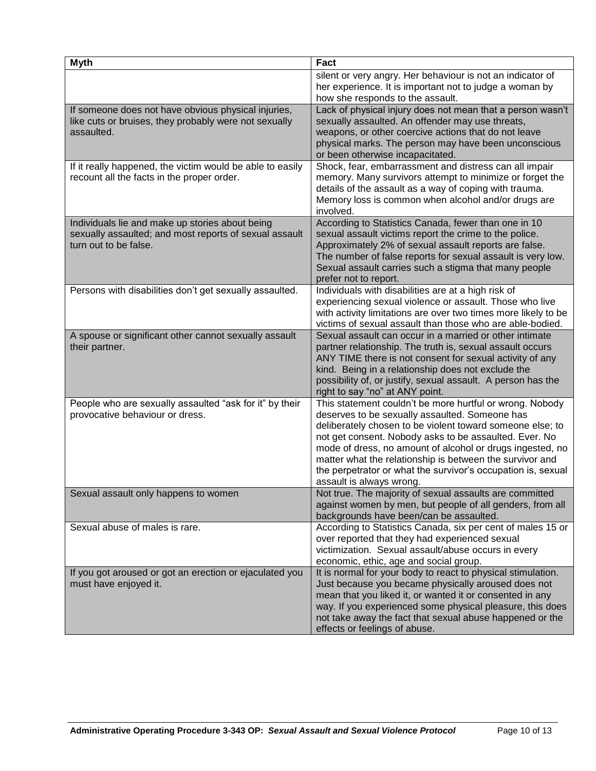| Myth | Fact |
|---|---|
| | silent or very angry. Her behaviour is not an indicator of her experience. It is important not to judge a woman by how she responds to the assault. |
| If someone does not have obvious physical injuries, like cuts or bruises, they probably were not sexually assaulted. | Lack of physical injury does not mean that a person wasn't sexually assaulted. An offender may use threats, weapons, or other coercive actions that do not leave physical marks. The person may have been unconscious or been otherwise incapacitated. |
| If it really happened, the victim would be able to easily recount all the facts in the proper order. | Shock, fear, embarrassment and distress can all impair memory. Many survivors attempt to minimize or forget the details of the assault as a way of coping with trauma. Memory loss is common when alcohol and/or drugs are involved. |
| Individuals lie and make up stories about being sexually assaulted; and most reports of sexual assault turn out to be false. | According to Statistics Canada, fewer than one in 10 sexual assault victims report the crime to the police. Approximately 2% of sexual assault reports are false. The number of false reports for sexual assault is very low. Sexual assault carries such a stigma that many people prefer not to report. |
| Persons with disabilities don't get sexually assaulted. | Individuals with disabilities are at a high risk of experiencing sexual violence or assault. Those who live with activity limitations are over two times more likely to be victims of sexual assault than those who are able-bodied. |
| A spouse or significant other cannot sexually assault their partner. | Sexual assault can occur in a married or other intimate partner relationship. The truth is, sexual assault occurs ANY TIME there is not consent for sexual activity of any kind. Being in a relationship does not exclude the possibility of, or justify, sexual assault. A person has the right to say "no" at ANY point. |
| People who are sexually assaulted "ask for it" by their provocative behaviour or dress. | This statement couldn't be more hurtful or wrong. Nobody deserves to be sexually assaulted. Someone has deliberately chosen to be violent toward someone else; to not get consent. Nobody asks to be assaulted. Ever. No mode of dress, no amount of alcohol or drugs ingested, no matter what the relationship is between the survivor and the perpetrator or what the survivor's occupation is, sexual assault is always wrong. |
| Sexual assault only happens to women | Not true. The majority of sexual assaults are committed against women by men, but people of all genders, from all backgrounds have been/can be assaulted. |
| Sexual abuse of males is rare. | According to Statistics Canada, six per cent of males 15 or over reported that they had experienced sexual victimization. Sexual assault/abuse occurs in every economic, ethic, age and social group. |
| If you got aroused or got an erection or ejaculated you must have enjoyed it. | It is normal for your body to react to physical stimulation. Just because you became physically aroused does not mean that you liked it, or wanted it or consented in any way. If you experienced some physical pleasure, this does not take away the fact that sexual abuse happened or the effects or feelings of abuse. |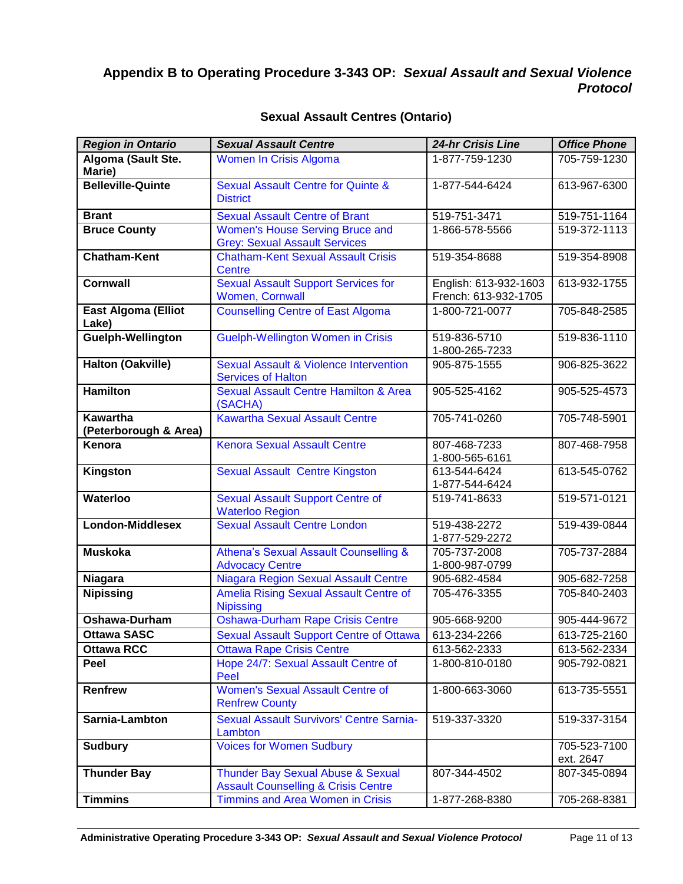## Appendix B to Operating Procedure 3-343 OP: *Sexual Assault and Sexual Violence Protocol*

### Sexual Assault Centres (Ontario)

| *Region in Ontario* | *Sexual Assault Centre* | *24-hr Crisis Line* | *Office Phone* |
|---|---|---|---|
| **Algoma (Sault Ste. Marie)** | Women In Crisis Algoma | 1-877-759-1230 | 705-759-1230 |
| **Belleville-Quinte** | Sexual Assault Centre for Quinte & District | 1-877-544-6424 | 613-967-6300 |
| **Brant** | Sexual Assault Centre of Brant | 519-751-3471 | 519-751-1164 |
| **Bruce County** | Women's House Serving Bruce and Grey: Sexual Assault Services | 1-866-578-5566 | 519-372-1113 |
| **Chatham-Kent** | Chatham-Kent Sexual Assault Crisis Centre | 519-354-8688 | 519-354-8908 |
| **Cornwall** | Sexual Assault Support Services for Women, Cornwall | English: 613-932-1603<br>French: 613-932-1705 | 613-932-1755 |
| **East Algoma (Elliot Lake)** | Counselling Centre of East Algoma | 1-800-721-0077 | 705-848-2585 |
| **Guelph-Wellington** | Guelph-Wellington Women in Crisis | 519-836-5710<br>1-800-265-7233 | 519-836-1110 |
| **Halton (Oakville)** | Sexual Assault & Violence Intervention Services of Halton | 905-875-1555 | 906-825-3622 |
| **Hamilton** | Sexual Assault Centre Hamilton & Area (SACHA) | 905-525-4162 | 905-525-4573 |
| **Kawartha (Peterborough & Area)** | Kawartha Sexual Assault Centre | 705-741-0260 | 705-748-5901 |
| **Kenora** | Kenora Sexual Assault Centre | 807-468-7233<br>1-800-565-6161 | 807-468-7958 |
| **Kingston** | Sexual Assault Centre Kingston | 613-544-6424<br>1-877-544-6424 | 613-545-0762 |
| **Waterloo** | Sexual Assault Support Centre of Waterloo Region | 519-741-8633 | 519-571-0121 |
| **London-Middlesex** | Sexual Assault Centre London | 519-438-2272<br>1-877-529-2272 | 519-439-0844 |
| **Muskoka** | Athena's Sexual Assault Counselling & Advocacy Centre | 705-737-2008<br>1-800-987-0799 | 705-737-2884 |
| **Niagara** | Niagara Region Sexual Assault Centre | 905-682-4584 | 905-682-7258 |
| **Nipissing** | Amelia Rising Sexual Assault Centre of Nipissing | 705-476-3355 | 705-840-2403 |
| **Oshawa-Durham** | Oshawa-Durham Rape Crisis Centre | 905-668-9200 | 905-444-9672 |
| **Ottawa SASC** | Sexual Assault Support Centre of Ottawa | 613-234-2266 | 613-725-2160 |
| **Ottawa RCC** | Ottawa Rape Crisis Centre | 613-562-2333 | 613-562-2334 |
| **Peel** | Hope 24/7: Sexual Assault Centre of Peel | 1-800-810-0180 | 905-792-0821 |
| **Renfrew** | Women's Sexual Assault Centre of Renfrew County | 1-800-663-3060 | 613-735-5551 |
| **Sarnia-Lambton** | Sexual Assault Survivors' Centre Sarnia-Lambton | 519-337-3320 | 519-337-3154 |
| **Sudbury** | Voices for Women Sudbury | | 705-523-7100 ext. 2647 |
| **Thunder Bay** | Thunder Bay Sexual Abuse & Sexual Assault Counselling & Crisis Centre | 807-344-4502 | 807-345-0894 |
| **Timmins** | Timmins and Area Women in Crisis | 1-877-268-8380 | 705-268-8381 |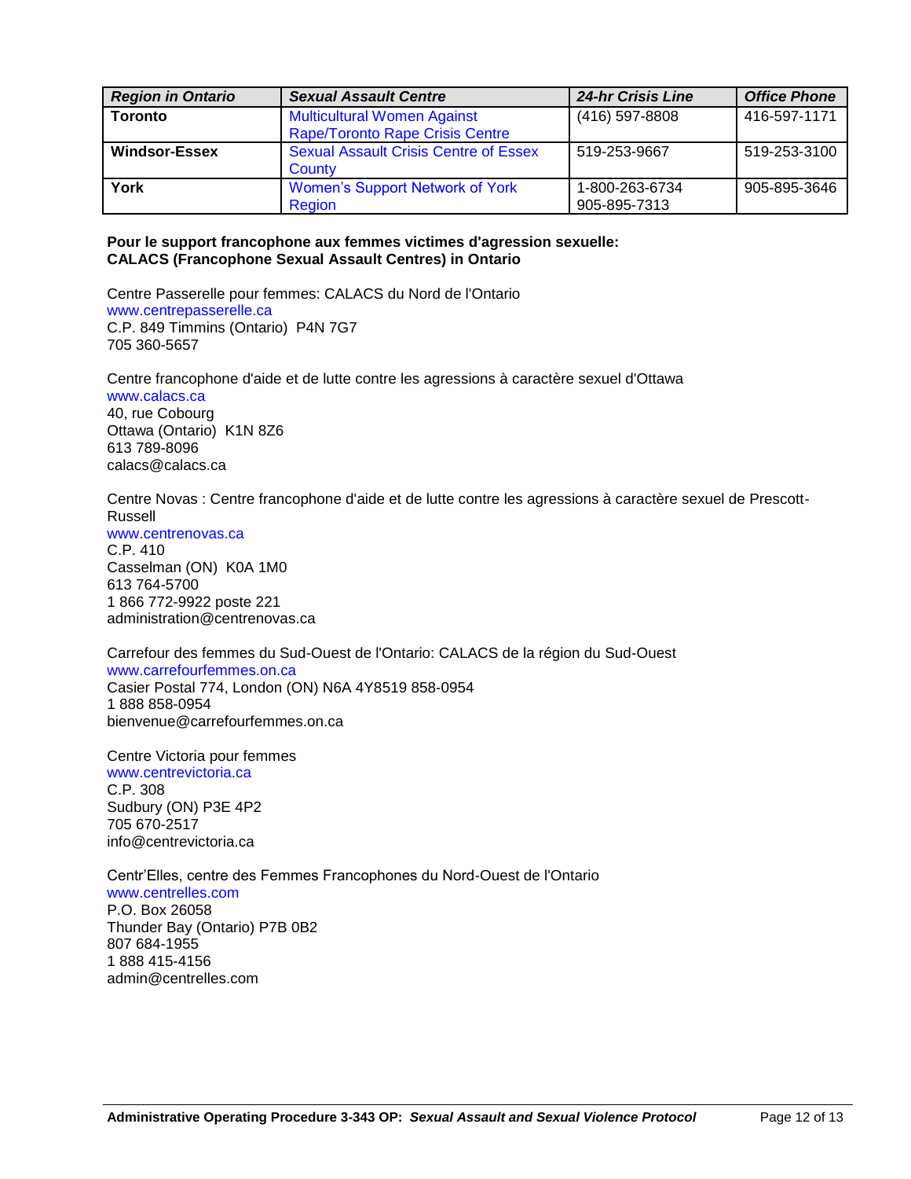| *Region in Ontario* | *Sexual Assault Centre* | *24-hr Crisis Line* | *Office Phone* |
|---|---|---|---|
| **Toronto** | Multicultural Women Against Rape/Toronto Rape Crisis Centre | (416) 597-8808 | 416-597-1171 |
| **Windsor-Essex** | Sexual Assault Crisis Centre of Essex County | 519-253-9667 | 519-253-3100 |
| **York** | Women's Support Network of York Region | 1-800-263-6734<br>905-895-7313 | 905-895-3646 |

**Pour le support francophone aux femmes victimes d'agression sexuelle:**
**CALACS (Francophone Sexual Assault Centres) in Ontario**

Centre Passerelle pour femmes: CALACS du Nord de l'Ontario
www.centrepasserelle.ca
C.P. 849 Timmins (Ontario) P4N 7G7
705 360-5657

Centre francophone d'aide et de lutte contre les agressions à caractère sexuel d'Ottawa
www.calacs.ca
40, rue Cobourg
Ottawa (Ontario) K1N 8Z6
613 789-8096
calacs@calacs.ca

Centre Novas : Centre francophone d'aide et de lutte contre les agressions à caractère sexuel de Prescott-Russell
www.centrenovas.ca
C.P. 410
Casselman (ON) K0A 1M0
613 764-5700
1 866 772-9922 poste 221
administration@centrenovas.ca

Carrefour des femmes du Sud-Ouest de l'Ontario: CALACS de la région du Sud-Ouest
www.carrefourfemmes.on.ca
Casier Postal 774, London (ON) N6A 4Y8519 858-0954
1 888 858-0954
bienvenue@carrefourfemmes.on.ca

Centre Victoria pour femmes
www.centrevictoria.ca
C.P. 308
Sudbury (ON) P3E 4P2
705 670-2517
info@centrevictoria.ca

Centr'Elles, centre des Femmes Francophones du Nord-Ouest de l'Ontario
www.centrelles.com
P.O. Box 26058
Thunder Bay (Ontario) P7B 0B2
807 684-1955
1 888 415-4156
admin@centrelles.com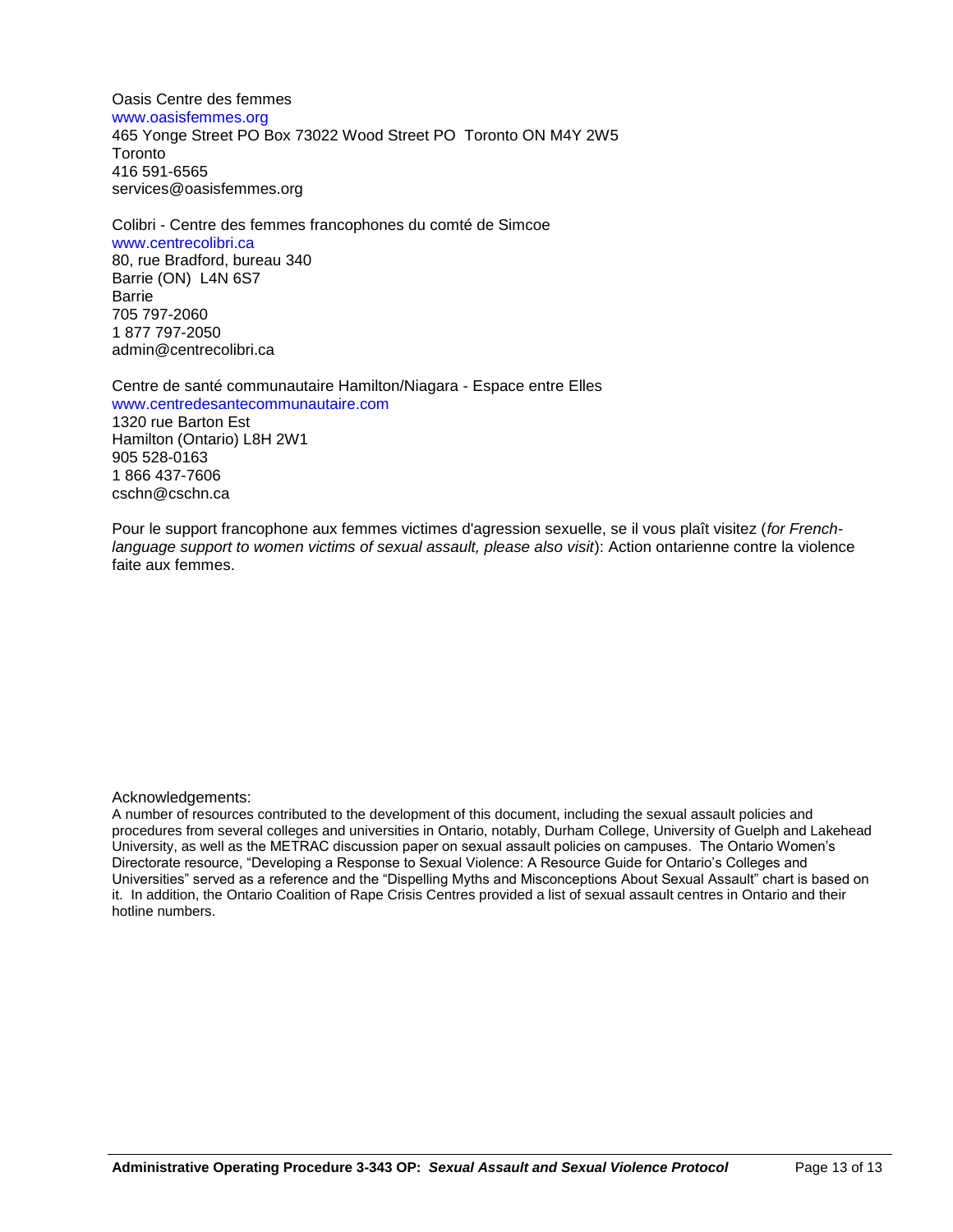Oasis Centre des femmes
www.oasisfemmes.org
465 Yonge Street PO Box 73022 Wood Street PO  Toronto ON M4Y 2W5
Toronto
416 591-6565
services@oasisfemmes.org

Colibri - Centre des femmes francophones du comté de Simcoe
www.centrecolibri.ca
80, rue Bradford, bureau 340
Barrie (ON)  L4N 6S7
Barrie
705 797-2060
1 877 797-2050
admin@centrecolibri.ca

Centre de santé communautaire Hamilton/Niagara - Espace entre Elles
www.centredesantecommunautaire.com
1320 rue Barton Est
Hamilton (Ontario) L8H 2W1
905 528-0163
1 866 437-7606
cschn@cschn.ca

Pour le support francophone aux femmes victimes d'agression sexuelle, se il vous plaît visitez (*for French-language support to women victims of sexual assault, please also visit*): Action ontarienne contre la violence faite aux femmes.

Acknowledgements:

A number of resources contributed to the development of this document, including the sexual assault policies and procedures from several colleges and universities in Ontario, notably, Durham College, University of Guelph and Lakehead University, as well as the METRAC discussion paper on sexual assault policies on campuses.  The Ontario Women's Directorate resource, "Developing a Response to Sexual Violence: A Resource Guide for Ontario's Colleges and Universities" served as a reference and the "Dispelling Myths and Misconceptions About Sexual Assault" chart is based on it.  In addition, the Ontario Coalition of Rape Crisis Centres provided a list of sexual assault centres in Ontario and their hotline numbers.